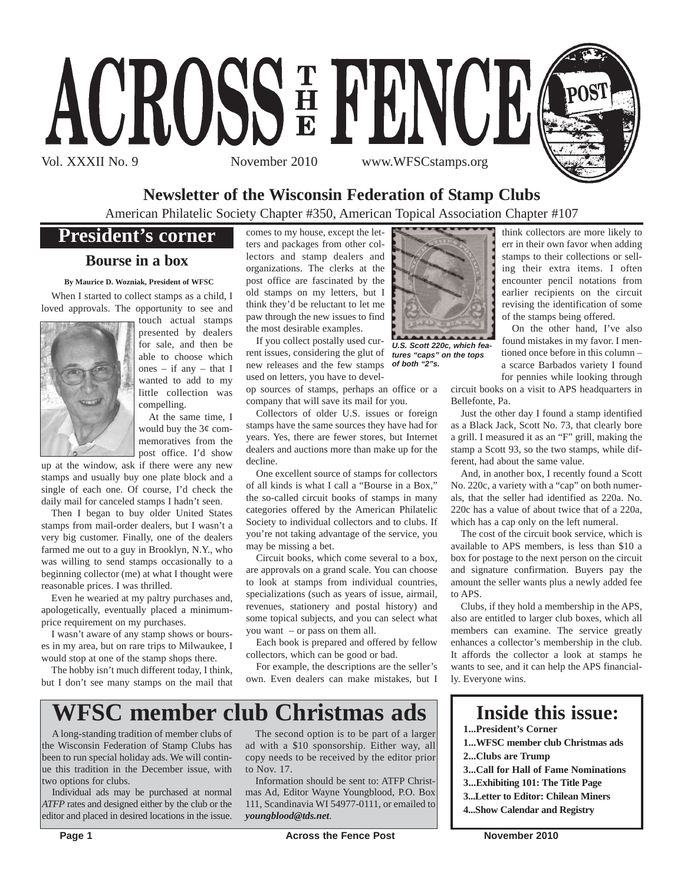# ACROSS THE FENCE POST

Vol. XXXII No. 9 November 2010 www.WFSCstamps.org

## Newsletter of the Wisconsin Federation of Stamp Clubs

American Philatelic Society Chapter #350, American Topical Association Chapter #107

## President's corner

### Bourse in a box

**By Maurice D. Wozniak, President of WFSC**

When I started to collect stamps as a child, I loved approvals. The opportunity to see and touch actual stamps presented by dealers for sale, and then be able to choose which ones – if any – that I wanted to add to my little collection was compelling.

At the same time, I would buy the 3¢ commemoratives from the post office. I'd show up at the window, ask if there were any new stamps and usually buy one plate block and a single of each one. Of course, I'd check the daily mail for canceled stamps I hadn't seen.

Then I began to buy older United States stamps from mail-order dealers, but I wasn't a very big customer. Finally, one of the dealers farmed me out to a guy in Brooklyn, N.Y., who was willing to send stamps occasionally to a beginning collector (me) at what I thought were reasonable prices. I was thrilled.

Even he wearied at my paltry purchases and, apologetically, eventually placed a minimum-price requirement on my purchases.

I wasn't aware of any stamp shows or bourses in my area, but on rare trips to Milwaukee, I would stop at one of the stamp shops there.

The hobby isn't much different today, I think, but I don't see many stamps on the mail that comes to my house, except the letters and packages from other collectors and stamp dealers and organizations. The clerks at the post office are fascinated by the old stamps on my letters, but I think they'd be reluctant to let me paw through the new issues to find the most desirable examples.

If you collect postally used current issues, considering the glut of new releases and the few stamps used on letters, you have to develop sources of stamps, perhaps an office or a company that will save its mail for you.

Collectors of older U.S. issues or foreign stamps have the same sources they have had for years. Yes, there are fewer stores, but Internet dealers and auctions more than make up for the decline.

One excellent source of stamps for collectors of all kinds is what I call a "Bourse in a Box," the so-called circuit books of stamps in many categories offered by the American Philatelic Society to individual collectors and to clubs. If you're not taking advantage of the service, you may be missing a bet.

Circuit books, which come several to a box, are approvals on a grand scale. You can choose to look at stamps from individual countries, specializations (such as years of issue, airmail, revenues, stationery and postal history) and some topical subjects, and you can select what you want – or pass on them all.

Each book is prepared and offered by fellow collectors, which can be good or bad.

For example, the descriptions are the seller's own. Even dealers can make mistakes, but I think collectors are more likely to err in their own favor when adding stamps to their collections or selling their extra items. I often encounter pencil notations from earlier recipients on the circuit revising the identification of some of the stamps being offered.

*U.S. Scott 220c, which features "caps" on the tops of both "2"s.*

On the other hand, I've also found mistakes in my favor. I mentioned once before in this column – a scarce Barbados variety I found for pennies while looking through circuit books on a visit to APS headquarters in Bellefonte, Pa.

Just the other day I found a stamp identified as a Black Jack, Scott No. 73, that clearly bore a grill. I measured it as an "F" grill, making the stamp a Scott 93, so the two stamps, while different, had about the same value.

And, in another box, I recently found a Scott No. 220c, a variety with a "cap" on both numerals, that the seller had identified as 220a. No. 220c has a value of about twice that of a 220a, which has a cap only on the left numeral.

The cost of the circuit book service, which is available to APS members, is less than $10 a box for postage to the next person on the circuit and signature confirmation. Buyers pay the amount the seller wants plus a newly added fee to APS.

Clubs, if they hold a membership in the APS, also are entitled to larger club boxes, which all members can examine. The service greatly enhances a collector's membership in the club. It affords the collector a look at stamps he wants to see, and it can help the APS financially. Everyone wins.

## WFSC member club Christmas ads

A long-standing tradition of member clubs of the Wisconsin Federation of Stamp Clubs has been to run special holiday ads. We will continue this tradition in the December issue, with two options for clubs.

Individual ads may be purchased at normal *ATFP* rates and designed either by the club or the editor and placed in desired locations in the issue.

The second option is to be part of a larger ad with a $10 sponsorship. Either way, all copy needs to be received by the editor prior to Nov. 17.

Information should be sent to: ATFP Christmas Ad, Editor Wayne Youngblood, P.O. Box 111, Scandinavia WI 54977-0111, or emailed to ***youngblood@tds.net***.

## Inside this issue:

- **1...President's Corner**
- **1...WFSC member club Christmas ads**
- **2...Clubs are Trump**
- **3...Call for Hall of Fame Nominations**
- **3...Exhibiting 101: The Title Page**
- **3...Letter to Editor: Chilean Miners**
- **4...Show Calendar and Registry**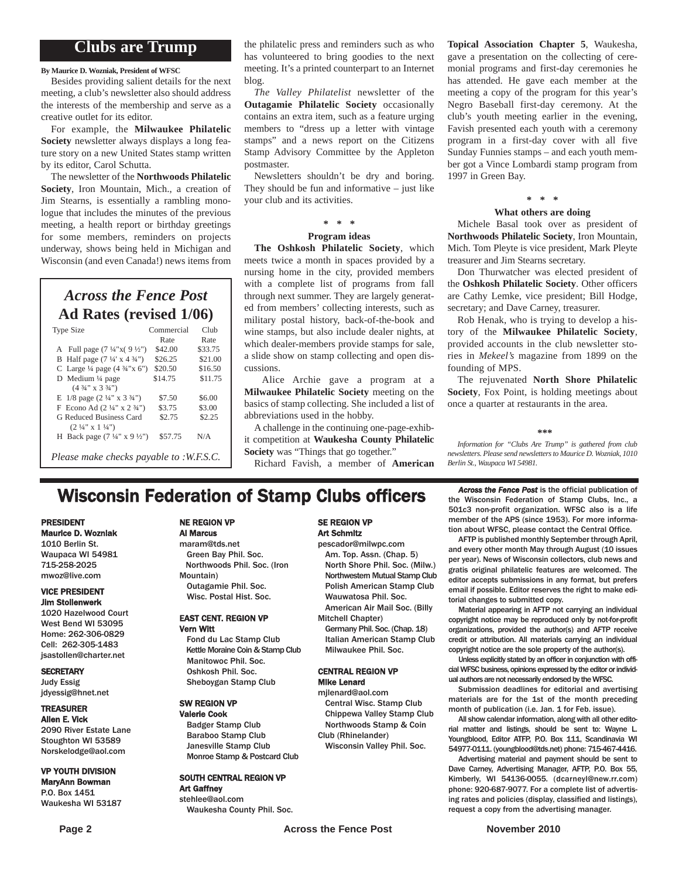## Clubs are Trump

**By Maurice D. Wozniak, President of WFSC**

Besides providing salient details for the next meeting, a club's newsletter also should address the interests of the membership and serve as a creative outlet for its editor.

For example, the **Milwaukee Philatelic Society** newsletter always displays a long feature story on a new United States stamp written by its editor, Carol Schutta.

The newsletter of the **Northwoods Philatelic Society**, Iron Mountain, Mich., a creation of Jim Stearns, is essentially a rambling monologue that includes the minutes of the previous meeting, a health report or birthday greetings for some members, reminders on projects underway, shows being held in Michigan and Wisconsin (and even Canada!) news items from the philatelic press and reminders such as who has volunteered to bring goodies to the next meeting. It's a printed counterpart to an Internet blog.

*The Valley Philatelist* newsletter of the **Outagamie Philatelic Society** occasionally contains an extra item, such as a feature urging members to "dress up a letter with vintage stamps" and a news report on the Citizens Stamp Advisory Committee by the Appleton postmaster.

Newsletters shouldn't be dry and boring. They should be fun and informative – just like your club and its activities.

\* \* \*

**Program ideas**

**The Oshkosh Philatelic Society**, which meets twice a month in spaces provided by a nursing home in the city, provided members with a complete list of programs from fall through next summer. They are largely generated from members' collecting interests, such as military postal history, back-of-the-book and wine stamps, but also include dealer nights, at which dealer-members provide stamps for sale, a slide show on stamp collecting and open discussions.

Alice Archie gave a program at a **Milwaukee Philatelic Society** meeting on the basics of stamp collecting. She included a list of abbreviations used in the hobby.

A challenge in the continuing one-page-exhibit competition at **Waukesha County Philatelic Society** was "Things that go together."

Richard Favish, a member of **American Topical Association Chapter 5**, Waukesha, gave a presentation on the collecting of ceremonial programs and first-day ceremonies he has attended. He gave each member at the meeting a copy of the program for this year's Negro Baseball first-day ceremony. At the club's youth meeting earlier in the evening, Favish presented each youth with a ceremony program in a first-day cover with all five Sunday Funnies stamps – and each youth member got a Vince Lombardi stamp program from 1997 in Green Bay.

\* \* \*

**What others are doing**

Michele Basal took over as president of **Northwoods Philatelic Society**, Iron Mountain, Mich. Tom Pleyte is vice president, Mark Pleyte treasurer and Jim Stearns secretary.

Don Thurwatcher was elected president of the **Oshkosh Philatelic Society**. Other officers are Cathy Lemke, vice president; Bill Hodge, secretary; and Dave Carney, treasurer.

Rob Henak, who is trying to develop a history of the **Milwaukee Philatelic Society**, provided accounts in the club newsletter stories in *Mekeel's* magazine from 1899 on the founding of MPS.

The rejuvenated **North Shore Philatelic Society**, Fox Point, is holding meetings about once a quarter at restaurants in the area.

\*\*\*

*Information for "Clubs Are Trump" is gathered from club newsletters. Please send newsletters to Maurice D. Wozniak, 1010 Berlin St., Waupaca WI 54981.*

## *Across the Fence Post* Ad Rates (revised 1/06)

| Type Size | Commercial Rate | Club Rate |
|---|---|---|
| A Full page (7 ¼"x( 9 ½") | $42.00 | $33.75 |
| B Half page (7 ¼' x 4 ¾") | $26.25 | $21.00 |
| C Large ¼ page (4 ¾"x 6") | $20.50 | $16.50 |
| D Medium ¼ page (4 ¾" x 3 ¾") | $14.75 | $11.75 |
| E 1/8 page (2 ¼" x 3 ¾") | $7.50 | $6.00 |
| F Econo Ad (2 ¼" x 2 ¾") | $3.75 | $3.00 |
| G Reduced Business Card (2 ¼" x 1 ¼") | $2.75 | $2.25 |
| H Back page (7 ¼" x 9 ½") | $57.75 | N/A |

*Please make checks payable to :W.F.S.C.*

## Wisconsin Federation of Stamp Clubs officers

**PRESIDENT**
**Maurice D. Wozniak**
1010 Berlin St.
Waupaca WI 54981
715-258-2025
mwoz@live.com

**VICE PRESIDENT**
**Jim Stollenwerk**
1020 Hazelwood Court
West Bend WI 53095
Home: 262-306-0829
Cell: 262-305-1483
jsastollen@charter.net

**SECRETARY**
Judy Essig
jdyessig@hnet.net

**TREASURER**
**Allen E. Vick**
2090 River Estate Lane
Stoughton WI 53589
Norskelodge@aol.com

**VP YOUTH DIVISION**
**MaryAnn Bowman**
P.O. Box 1451
Waukesha WI 53187

**NE REGION VP**
**Al Marcus**
maram@tds.net
Green Bay Phil. Soc.
Northwoods Phil. Soc. (Iron Mountain)
Outagamie Phil. Soc.
Wisc. Postal Hist. Soc.

**EAST CENT. REGION VP**
**Vern Witt**
Fond du Lac Stamp Club
Kettle Moraine Coin & Stamp Club
Manitowoc Phil. Soc.
Oshkosh Phil. Soc.
Sheboygan Stamp Club

**SW REGION VP**
**Valerie Cook**
Badger Stamp Club
Baraboo Stamp Club
Janesville Stamp Club
Monroe Stamp & Postcard Club

**SOUTH CENTRAL REGION VP**
**Art Gaffney**
stehlee@aol.com
Waukesha County Phil. Soc.

**SE REGION VP**
**Art Schmitz**
pescador@milwpc.com
Am. Top. Assn. (Chap. 5)
North Shore Phil. Soc. (Milw.)
Northwestern Mutual Stamp Club
Polish American Stamp Club
Wauwatosa Phil. Soc.
American Air Mail Soc. (Billy Mitchell Chapter)
Germany Phil. Soc. (Chap. 18)
Italian American Stamp Club
Milwaukee Phil. Soc.

**CENTRAL REGION VP**
**Mike Lenard**
mjlenard@aol.com
Central Wisc. Stamp Club
Chippewa Valley Stamp Club
Northwoods Stamp & Coin Club (Rhinelander)
Wisconsin Valley Phil. Soc.

***Across the Fence Post*** is the official publication of the Wisconsin Federation of Stamp Clubs, Inc., a 501c3 non-profit organization. WFSC also is a life member of the APS (since 1953). For more information about WFSC, please contact the Central Office.

AFTP is published monthly September through April, and every other month May through August (10 issues per year). News of Wisconsin collectors, club news and gratis original philatelic features are welcomed. The editor accepts submissions in any format, but prefers email if possible. Editor reserves the right to make editorial changes to submitted copy.

Material appearing in AFTP not carrying an individual copyright notice may be reproduced only by not-for-profit organizations, provided the author(s) and AFTP receive credit or attribution. All materials carrying an individual copyright notice are the sole property of the author(s).

Unless explicitly stated by an officer in conjunction with official WFSC business, opinions expressed by the editor or individual authors are not necessarily endorsed by the WFSC.

Submission deadlines for editorial and avertising materials are for the 1st of the month preceding month of publication (i.e. Jan. 1 for Feb. issue).

All show calendar information, along with all other editorial matter and listings, should be sent to: Wayne L. Youngblood, Editor ATFP, P.O. Box 111, Scandinavia WI 54977-0111. (youngblood@tds.net) phone: 715-467-4416.

Advertising material and payment should be sent to Dave Carney, Advertising Manager, AFTP, P.O. Box 55, Kimberly, WI 54136-0055. (dcarneyl@new.rr.com) phone: 920-687-9077. For a complete list of advertising rates and policies (display, classified and listings), request a copy from the advertising manager.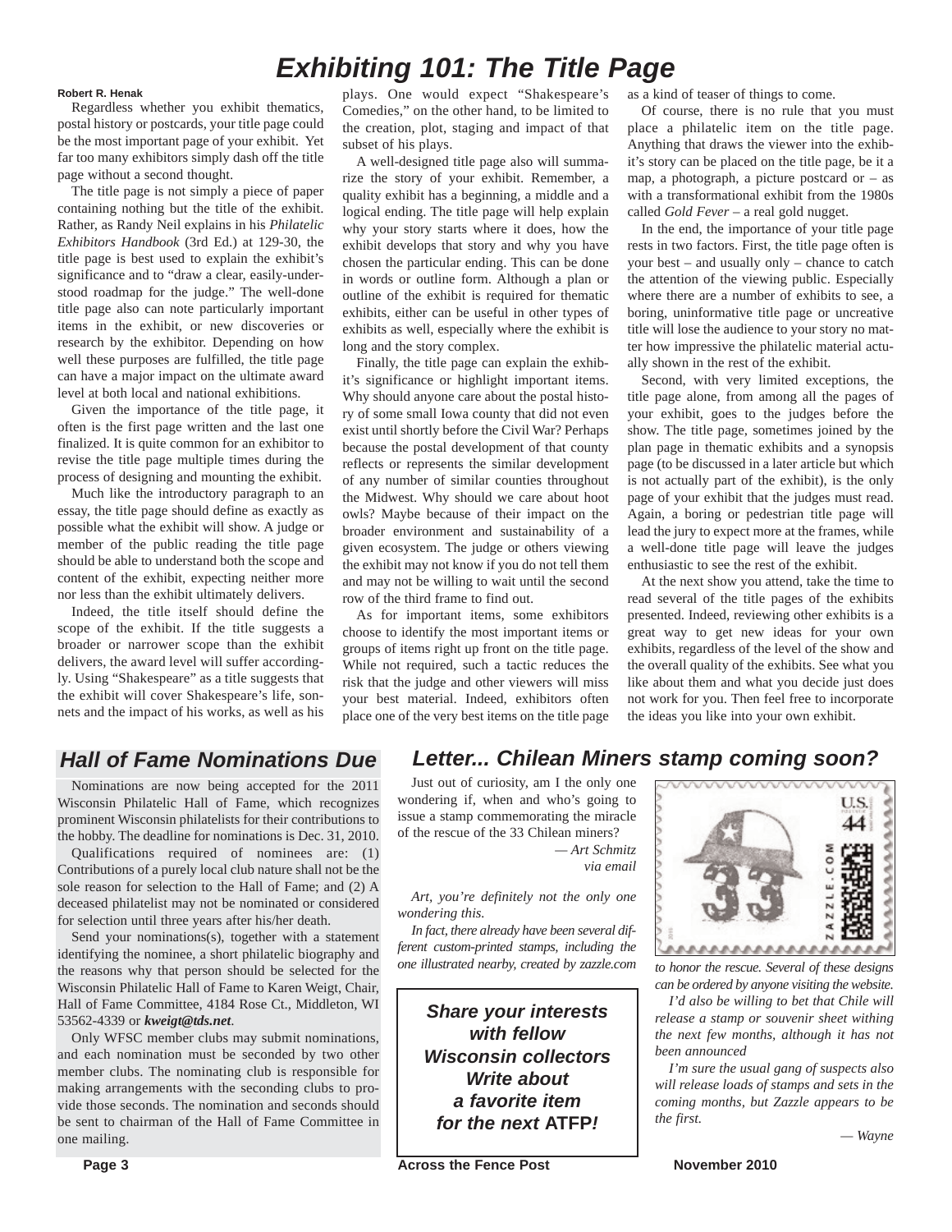# Exhibiting 101: The Title Page

**Robert R. Henak**

Regardless whether you exhibit thematics, postal history or postcards, your title page could be the most important page of your exhibit. Yet far too many exhibitors simply dash off the title page without a second thought.

The title page is not simply a piece of paper containing nothing but the title of the exhibit. Rather, as Randy Neil explains in his *Philatelic Exhibitors Handbook* (3rd Ed.) at 129-30, the title page is best used to explain the exhibit's significance and to "draw a clear, easily-understood roadmap for the judge." The well-done title page also can note particularly important items in the exhibit, or new discoveries or research by the exhibitor. Depending on how well these purposes are fulfilled, the title page can have a major impact on the ultimate award level at both local and national exhibitions.

Given the importance of the title page, it often is the first page written and the last one finalized. It is quite common for an exhibitor to revise the title page multiple times during the process of designing and mounting the exhibit.

Much like the introductory paragraph to an essay, the title page should define as exactly as possible what the exhibit will show. A judge or member of the public reading the title page should be able to understand both the scope and content of the exhibit, expecting neither more nor less than the exhibit ultimately delivers.

Indeed, the title itself should define the scope of the exhibit. If the title suggests a broader or narrower scope than the exhibit delivers, the award level will suffer accordingly. Using "Shakespeare" as a title suggests that the exhibit will cover Shakespeare's life, sonnets and the impact of his works, as well as his plays. One would expect "Shakespeare's Comedies," on the other hand, to be limited to the creation, plot, staging and impact of that subset of his plays.

A well-designed title page also will summarize the story of your exhibit. Remember, a quality exhibit has a beginning, a middle and a logical ending. The title page will help explain why your story starts where it does, how the exhibit develops that story and why you have chosen the particular ending. This can be done in words or outline form. Although a plan or outline of the exhibit is required for thematic exhibits, either can be useful in other types of exhibits as well, especially where the exhibit is long and the story complex.

Finally, the title page can explain the exhibit's significance or highlight important items. Why should anyone care about the postal history of some small Iowa county that did not even exist until shortly before the Civil War? Perhaps because the postal development of that county reflects or represents the similar development of any number of similar counties throughout the Midwest. Why should we care about hoot owls? Maybe because of their impact on the broader environment and sustainability of a given ecosystem. The judge or others viewing the exhibit may not know if you do not tell them and may not be willing to wait until the second row of the third frame to find out.

As for important items, some exhibitors choose to identify the most important items or groups of items right up front on the title page. While not required, such a tactic reduces the risk that the judge and other viewers will miss your best material. Indeed, exhibitors often place one of the very best items on the title page as a kind of teaser of things to come.

Of course, there is no rule that you must place a philatelic item on the title page. Anything that draws the viewer into the exhibit's story can be placed on the title page, be it a map, a photograph, a picture postcard or – as with a transformational exhibit from the 1980s called *Gold Fever* – a real gold nugget.

In the end, the importance of your title page rests in two factors. First, the title page often is your best – and usually only – chance to catch the attention of the viewing public. Especially where there are a number of exhibits to see, a boring, uninformative title page or uncreative title will lose the audience to your story no matter how impressive the philatelic material actually shown in the rest of the exhibit.

Second, with very limited exceptions, the title page alone, from among all the pages of your exhibit, goes to the judges before the show. The title page, sometimes joined by the plan page in thematic exhibits and a synopsis page (to be discussed in a later article but which is not actually part of the exhibit), is the only page of your exhibit that the judges must read. Again, a boring or pedestrian title page will lead the jury to expect more at the frames, while a well-done title page will leave the judges enthusiastic to see the rest of the exhibit.

At the next show you attend, take the time to read several of the title pages of the exhibits presented. Indeed, reviewing other exhibits is a great way to get new ideas for your own exhibits, regardless of the level of the show and the overall quality of the exhibits. See what you like about them and what you decide just does not work for you. Then feel free to incorporate the ideas you like into your own exhibit.

## Hall of Fame Nominations Due

Nominations are now being accepted for the 2011 Wisconsin Philatelic Hall of Fame, which recognizes prominent Wisconsin philatelists for their contributions to the hobby. The deadline for nominations is Dec. 31, 2010.

Qualifications required of nominees are: (1) Contributions of a purely local club nature shall not be the sole reason for selection to the Hall of Fame; and (2) A deceased philatelist may not be nominated or considered for selection until three years after his/her death.

Send your nominations(s), together with a statement identifying the nominee, a short philatelic biography and the reasons why that person should be selected for the Wisconsin Philatelic Hall of Fame to Karen Weigt, Chair, Hall of Fame Committee, 4184 Rose Ct., Middleton, WI 53562-4339 or ***kweigt@tds.net***.

Only WFSC member clubs may submit nominations, and each nomination must be seconded by two other member clubs. The nominating club is responsible for making arrangements with the seconding clubs to provide those seconds. The nomination and seconds should be sent to chairman of the Hall of Fame Committee in one mailing.

## Letter... Chilean Miners stamp coming soon?

Just out of curiosity, am I the only one wondering if, when and who's going to issue a stamp commemorating the miracle of the rescue of the 33 Chilean miners?

*— Art Schmitz*
*via email*

*Art, you're definitely not the only one wondering this.*

*In fact, there already have been several different custom-printed stamps, including the one illustrated nearby, created by zazzle.com to honor the rescue. Several of these designs can be ordered by anyone visiting the website.*

*I'd also be willing to bet that Chile will release a stamp or souvenir sheet withing the next few months, although it has not been announced*

*I'm sure the usual gang of suspects also will release loads of stamps and sets in the coming months, but Zazzle appears to be the first.*

*— Wayne*

***Share your interests with fellow Wisconsin collectors Write about a favorite item for the next* ATFP*!***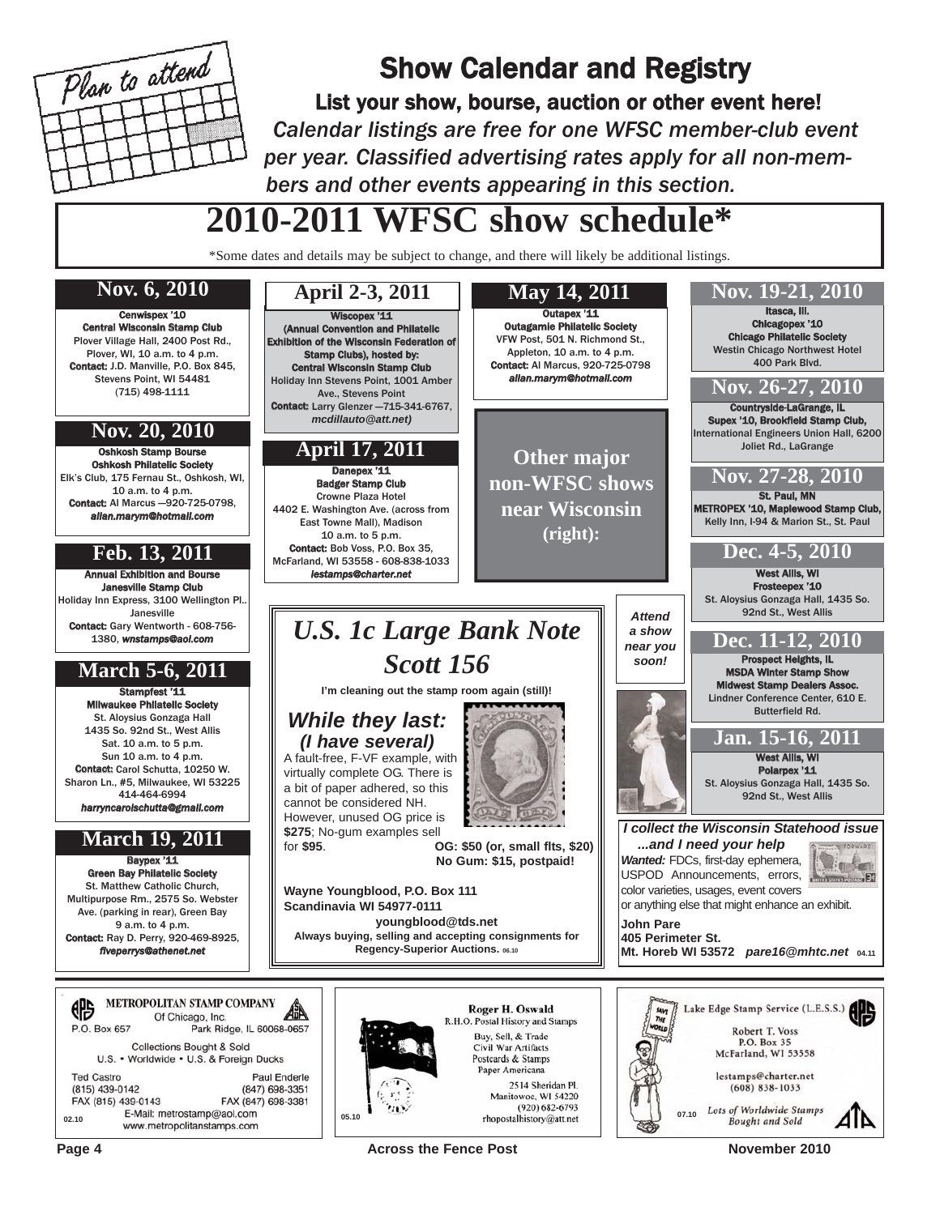Plan to attend

# Show Calendar and Registry

**List your show, bourse, auction or other event here!**

*Calendar listings are free for one WFSC member-club event per year. Classified advertising rates apply for all non-members and other events appearing in this section.*

## 2010-2011 WFSC show schedule*

*Some dates and details may be subject to change, and there will likely be additional listings.

### Nov. 6, 2010

**Cenwispex '10**
**Central Wisconsin Stamp Club**
Plover Village Hall, 2400 Post Rd., Plover, WI, 10 a.m. to 4 p.m.
**Contact:** J.D. Manville, P.O. Box 845, Stevens Point, WI 54481
(715) 498-1111

### Nov. 20, 2010

**Oshkosh Stamp Bourse**
**Oshkosh Philatelic Society**
Elk's Club, 175 Fernau St., Oshkosh, WI, 10 a.m. to 4 p.m.
**Contact:** Al Marcus —920-725-0798, *allan.marym@hotmail.com*

### Feb. 13, 2011

**Annual Exhibition and Bourse**
**Janesville Stamp Club**
Holiday Inn Express, 3100 Wellington Pl.. Janesville
**Contact:** Gary Wentworth - 608-756-1380, *wnstamps@aol.com*

### March 5-6, 2011

**Stampfest '11**
**Milwaukee Philatelic Society**
St. Aloysius Gonzaga Hall
1435 So. 92nd St., West Allis
Sat. 10 a.m. to 5 p.m.
Sun 10 a.m. to 4 p.m.
**Contact:** Carol Schutta, 10250 W. Sharon Ln., #5, Milwaukee, WI 53225
414-464-6994
*harryncarolschutta@gmail.com*

### March 19, 2011

**Baypex '11**
**Green Bay Philatelic Society**
St. Matthew Catholic Church, Multipurpose Rm., 2575 So. Webster Ave. (parking in rear), Green Bay
9 a.m. to 4 p.m.
**Contact:** Ray D. Perry, 920-469-8925, *fiveperrys@athenet.net*

### April 2-3, 2011

**Wiscopex '11**
**(Annual Convention and Philatelic Exhibition of the Wisconsin Federation of Stamp Clubs), hosted by: Central Wisconsin Stamp Club**
Holiday Inn Stevens Point, 1001 Amber Ave., Stevens Point
**Contact:** Larry Glenzer —715-341-6767, *mcdillauto@att.net)*

### April 17, 2011

**Danepex '11**
**Badger Stamp Club**
Crowne Plaza Hotel
4402 E. Washington Ave. (across from East Towne Mall), Madison
10 a.m. to 5 p.m.
**Contact:** Bob Voss, P.O. Box 35, McFarland, WI 53558 - 608-838-1033
*lestamps@charter.net*

### May 14, 2011

**Outapex '11**
**Outagamie Philatelic Society**
VFW Post, 501 N. Richmond St., Appleton, 10 a.m. to 4 p.m.
**Contact:** Al Marcus, 920-725-0798
*allan.marym@hotmail.com*

**Other major non-WFSC shows near Wisconsin (right):**

### Nov. 19-21, 2010

**Itasca, Ill.**
**Chicagopex '10**
**Chicago Philatelic Society**
Westin Chicago Northwest Hotel
400 Park Blvd.

### Nov. 26-27, 2010

**Countryside-LaGrange, IL**
**Supex '10, Brookfield Stamp Club,**
International Engineers Union Hall, 6200 Joliet Rd., LaGrange

### Nov. 27-28, 2010

**St. Paul, MN**
**METROPEX '10, Maplewood Stamp Club,**
Kelly Inn, I-94 & Marion St., St. Paul

### Dec. 4-5, 2010

**West Allis, WI**
**Frosteepex '10**
St. Aloysius Gonzaga Hall, 1435 So. 92nd St., West Allis

### Dec. 11-12, 2010

**Prospect Heights, IL**
**MSDA Winter Stamp Show**
**Midwest Stamp Dealers Assoc.**
Lindner Conference Center, 610 E. Butterfield Rd.

### Jan. 15-16, 2011

**West Allis, WI**
**Polarpex '11**
St. Aloysius Gonzaga Hall, 1435 So. 92nd St., West Allis

*Attend a show near you soon!*

---

## *U.S. 1c Large Bank Note Scott 156*

**I'm cleaning out the stamp room again (still)!**

***While they last: (I have several)***

A fault-free, F-VF example, with virtually complete OG. There is a bit of paper adhered, so this cannot be considered NH. However, unused OG price is **$275**; No-gum examples sell for **$95**.

**OG: $50 (or, small flts, $20)**
**No Gum: $15, postpaid!**

**Wayne Youngblood, P.O. Box 111**
**Scandinavia WI 54977-0111**
**youngblood@tds.net**
**Always buying, selling and accepting consignments for Regency-Superior Auctions.** 06.10

---

***I collect the Wisconsin Statehood issue ...and I need your help***

***Wanted:*** FDCs, first-day ephemera, USPOD Announcements, errors, color varieties, usages, event covers or anything else that might enhance an exhibit.

**John Pare**
**405 Perimeter St.**
**Mt. Horeb WI 53572** ***pare16@mhtc.net*** 04.11

---

**METROPOLITAN STAMP COMPANY**
Of Chicago, Inc.
P.O. Box 657 Park Ridge, IL 60068-0657
Collections Bought & Sold
U.S. • Worldwide • U.S. & Foreign Ducks
Ted Castro (815) 439-0142 FAX (815) 439-0143
Paul Enderle (847) 698-3351 FAX (847) 698-3381
E-Mail: metrostamp@aol.com
www.metropolitanstamps.com
02.10

---

**Roger H. Oswald**
R.H.O. Postal History and Stamps
Buy, Sell, & Trade
Civil War Artifacts
Postcards & Stamps
Paper Americana
2514 Sheridan Pl.
Manitowoc, WI 54220
(920) 682-6793
rhopostalhistory@att.net
05.10

---

Lake Edge Stamp Service (L.E.S.S.)
Robert T. Voss
P.O. Box 35
McFarland, WI 53558
lestamps@charter.net
(608) 838-1033
*Lots of Worldwide Stamps Bought and Sold*
07.10